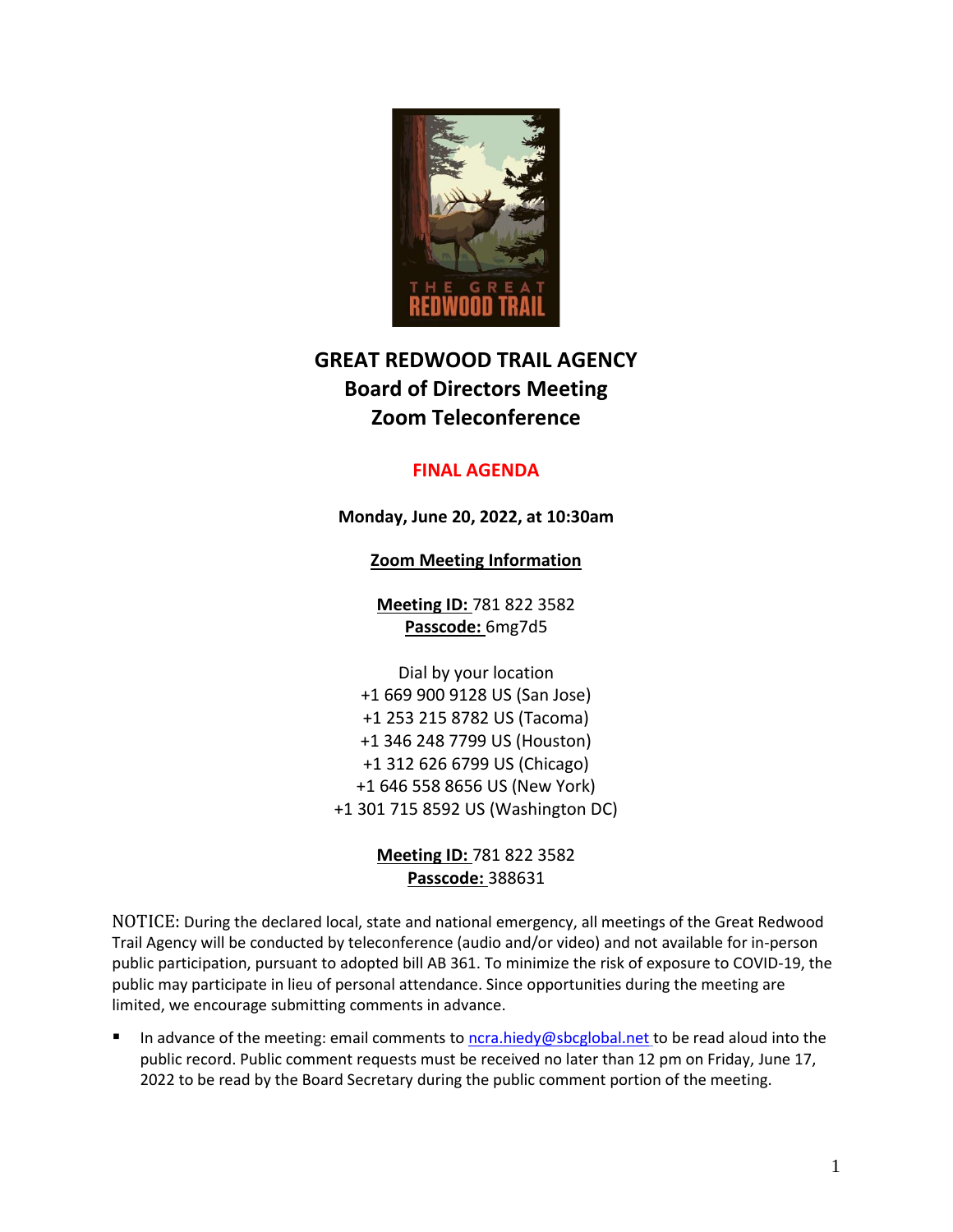# GREAT REDWOOD TRAIL AGENCY
## Board of Directors Meeting
## Zoom Teleconference

**FINAL AGENDA**

**Monday, June 20, 2022, at 10:30am**

**Zoom Meeting Information**

**Meeting ID:** 781 822 3582
**Passcode:** 6mg7d5

Dial by your location
+1 669 900 9128 US (San Jose)
+1 253 215 8782 US (Tacoma)
+1 346 248 7799 US (Houston)
+1 312 626 6799 US (Chicago)
+1 646 558 8656 US (New York)
+1 301 715 8592 US (Washington DC)

**Meeting ID:** 781 822 3582
**Passcode:** 388631

NOTICE: During the declared local, state and national emergency, all meetings of the Great Redwood Trail Agency will be conducted by teleconference (audio and/or video) and not available for in-person public participation, pursuant to adopted bill AB 361. To minimize the risk of exposure to COVID-19, the public may participate in lieu of personal attendance. Since opportunities during the meeting are limited, we encourage submitting comments in advance.

- In advance of the meeting: email comments to ncra.hiedy@sbcglobal.net to be read aloud into the public record. Public comment requests must be received no later than 12 pm on Friday, June 17, 2022 to be read by the Board Secretary during the public comment portion of the meeting.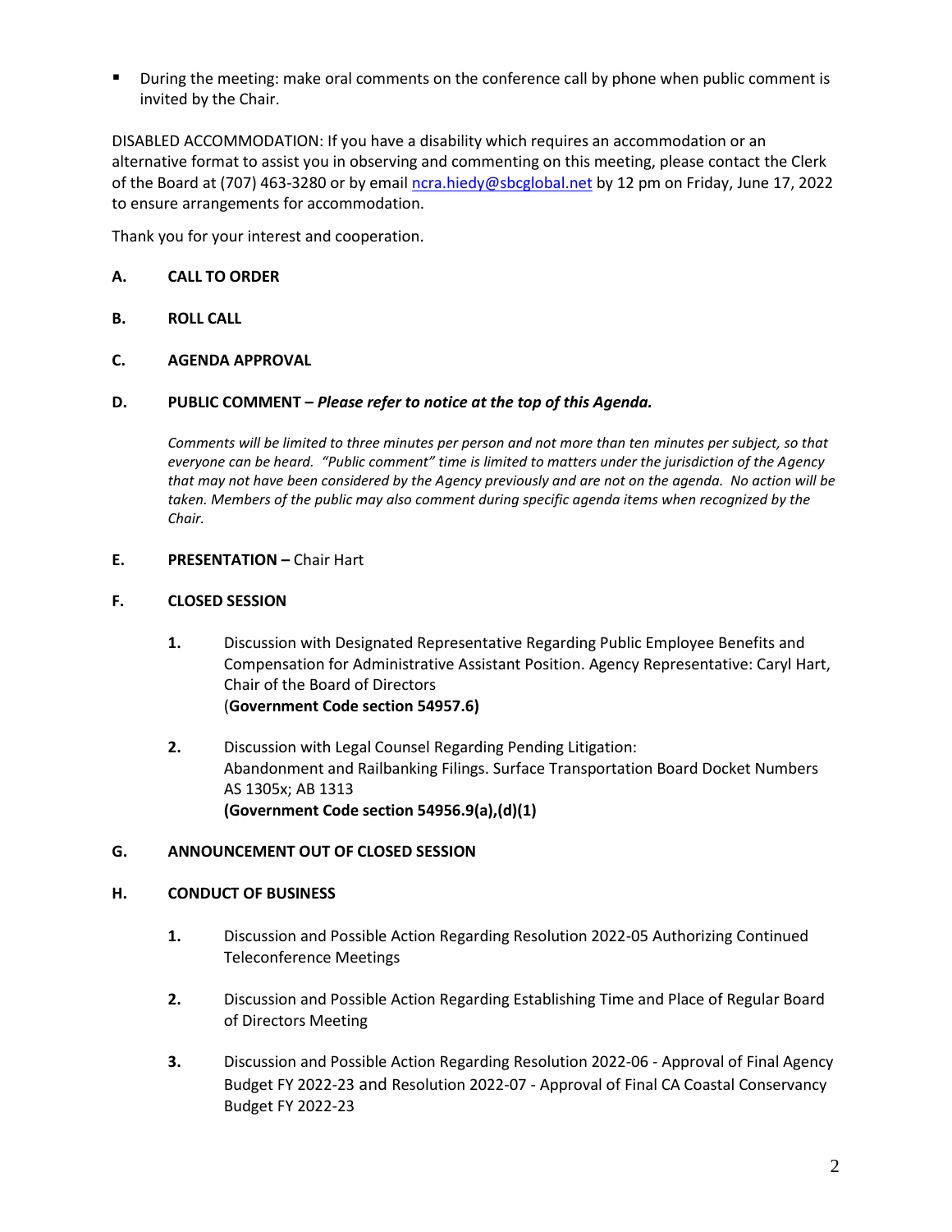- During the meeting: make oral comments on the conference call by phone when public comment is invited by the Chair.

DISABLED ACCOMMODATION: If you have a disability which requires an accommodation or an alternative format to assist you in observing and commenting on this meeting, please contact the Clerk of the Board at (707) 463-3280 or by email ncra.hiedy@sbcglobal.net by 12 pm on Friday, June 17, 2022 to ensure arrangements for accommodation.

Thank you for your interest and cooperation.

**A. CALL TO ORDER**

**B. ROLL CALL**

**C. AGENDA APPROVAL**

**D. PUBLIC COMMENT –** ***Please refer to notice at the top of this Agenda.***

*Comments will be limited to three minutes per person and not more than ten minutes per subject, so that everyone can be heard. "Public comment" time is limited to matters under the jurisdiction of the Agency that may not have been considered by the Agency previously and are not on the agenda. No action will be taken. Members of the public may also comment during specific agenda items when recognized by the Chair.*

**E. PRESENTATION –** Chair Hart

**F. CLOSED SESSION**

**1.** Discussion with Designated Representative Regarding Public Employee Benefits and Compensation for Administrative Assistant Position. Agency Representative: Caryl Hart, Chair of the Board of Directors
(**Government Code section 54957.6)**

**2.** Discussion with Legal Counsel Regarding Pending Litigation:
Abandonment and Railbanking Filings. Surface Transportation Board Docket Numbers AS 1305x; AB 1313
**(Government Code section 54956.9(a),(d)(1)**

**G. ANNOUNCEMENT OUT OF CLOSED SESSION**

**H. CONDUCT OF BUSINESS**

**1.** Discussion and Possible Action Regarding Resolution 2022-05 Authorizing Continued Teleconference Meetings

**2.** Discussion and Possible Action Regarding Establishing Time and Place of Regular Board of Directors Meeting

**3.** Discussion and Possible Action Regarding Resolution 2022-06 - Approval of Final Agency Budget FY 2022-23 and Resolution 2022-07 - Approval of Final CA Coastal Conservancy Budget FY 2022-23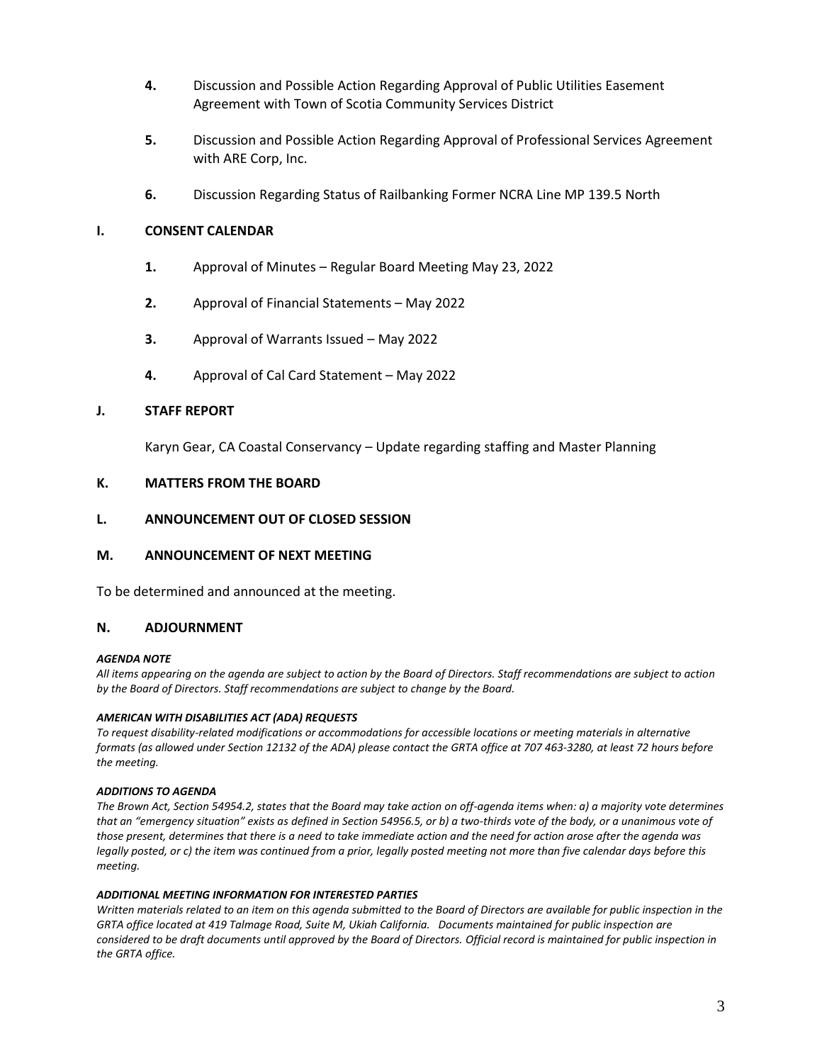**4.** Discussion and Possible Action Regarding Approval of Public Utilities Easement Agreement with Town of Scotia Community Services District

**5.** Discussion and Possible Action Regarding Approval of Professional Services Agreement with ARE Corp, Inc.

**6.** Discussion Regarding Status of Railbanking Former NCRA Line MP 139.5 North

## I. CONSENT CALENDAR

**1.** Approval of Minutes – Regular Board Meeting May 23, 2022

**2.** Approval of Financial Statements – May 2022

**3.** Approval of Warrants Issued – May 2022

**4.** Approval of Cal Card Statement – May 2022

## J. STAFF REPORT

Karyn Gear, CA Coastal Conservancy – Update regarding staffing and Master Planning

## K. MATTERS FROM THE BOARD

## L. ANNOUNCEMENT OUT OF CLOSED SESSION

## M. ANNOUNCEMENT OF NEXT MEETING

To be determined and announced at the meeting.

## N. ADJOURNMENT

***AGENDA NOTE***
*All items appearing on the agenda are subject to action by the Board of Directors. Staff recommendations are subject to action by the Board of Directors. Staff recommendations are subject to change by the Board.*

***AMERICAN WITH DISABILITIES ACT (ADA) REQUESTS***
*To request disability-related modifications or accommodations for accessible locations or meeting materials in alternative formats (as allowed under Section 12132 of the ADA) please contact the GRTA office at 707 463-3280, at least 72 hours before the meeting.*

***ADDITIONS TO AGENDA***
*The Brown Act, Section 54954.2, states that the Board may take action on off-agenda items when: a) a majority vote determines that an "emergency situation" exists as defined in Section 54956.5, or b) a two-thirds vote of the body, or a unanimous vote of those present, determines that there is a need to take immediate action and the need for action arose after the agenda was legally posted, or c) the item was continued from a prior, legally posted meeting not more than five calendar days before this meeting.*

***ADDITIONAL MEETING INFORMATION FOR INTERESTED PARTIES***
*Written materials related to an item on this agenda submitted to the Board of Directors are available for public inspection in the GRTA office located at 419 Talmage Road, Suite M, Ukiah California. Documents maintained for public inspection are considered to be draft documents until approved by the Board of Directors. Official record is maintained for public inspection in the GRTA office.*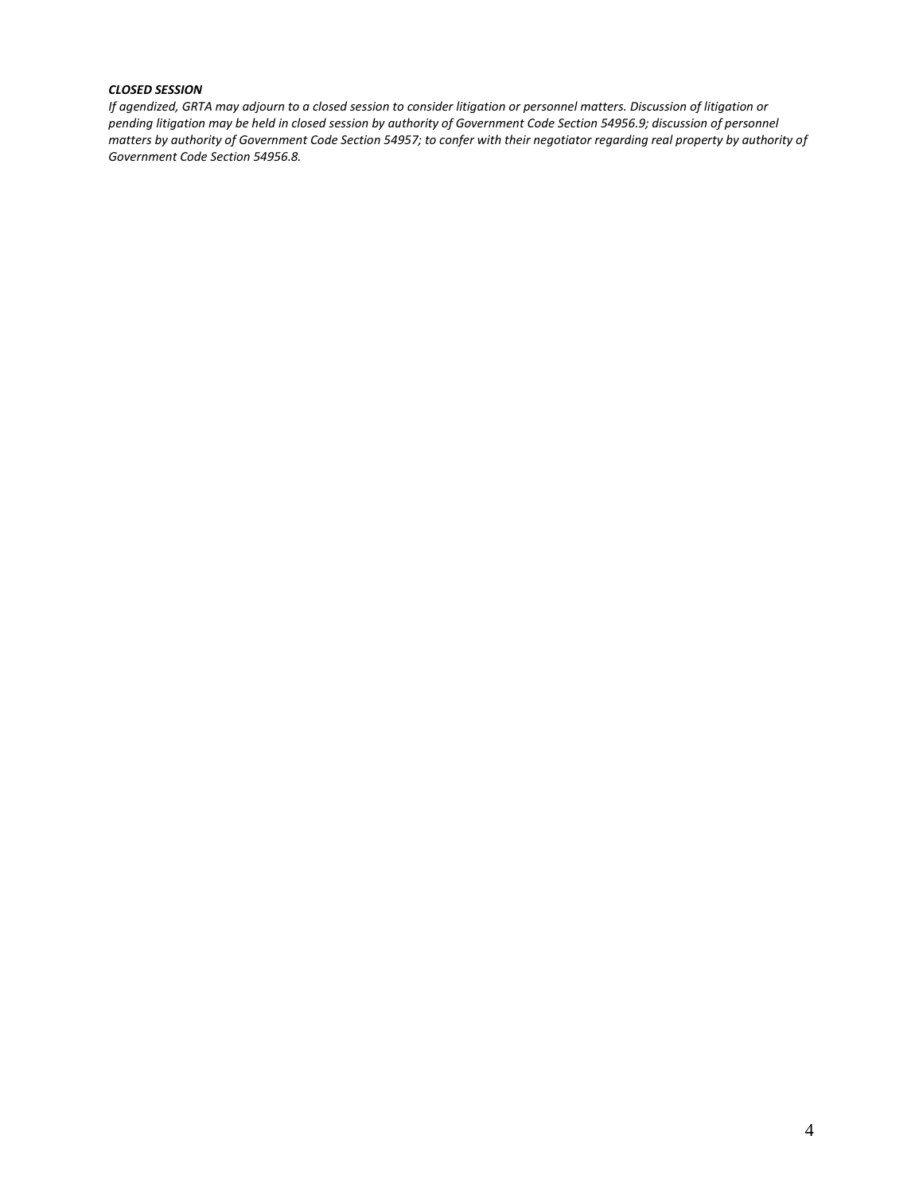***CLOSED SESSION***

*If agendized, GRTA may adjourn to a closed session to consider litigation or personnel matters. Discussion of litigation or pending litigation may be held in closed session by authority of Government Code Section 54956.9; discussion of personnel matters by authority of Government Code Section 54957; to confer with their negotiator regarding real property by authority of Government Code Section 54956.8.*